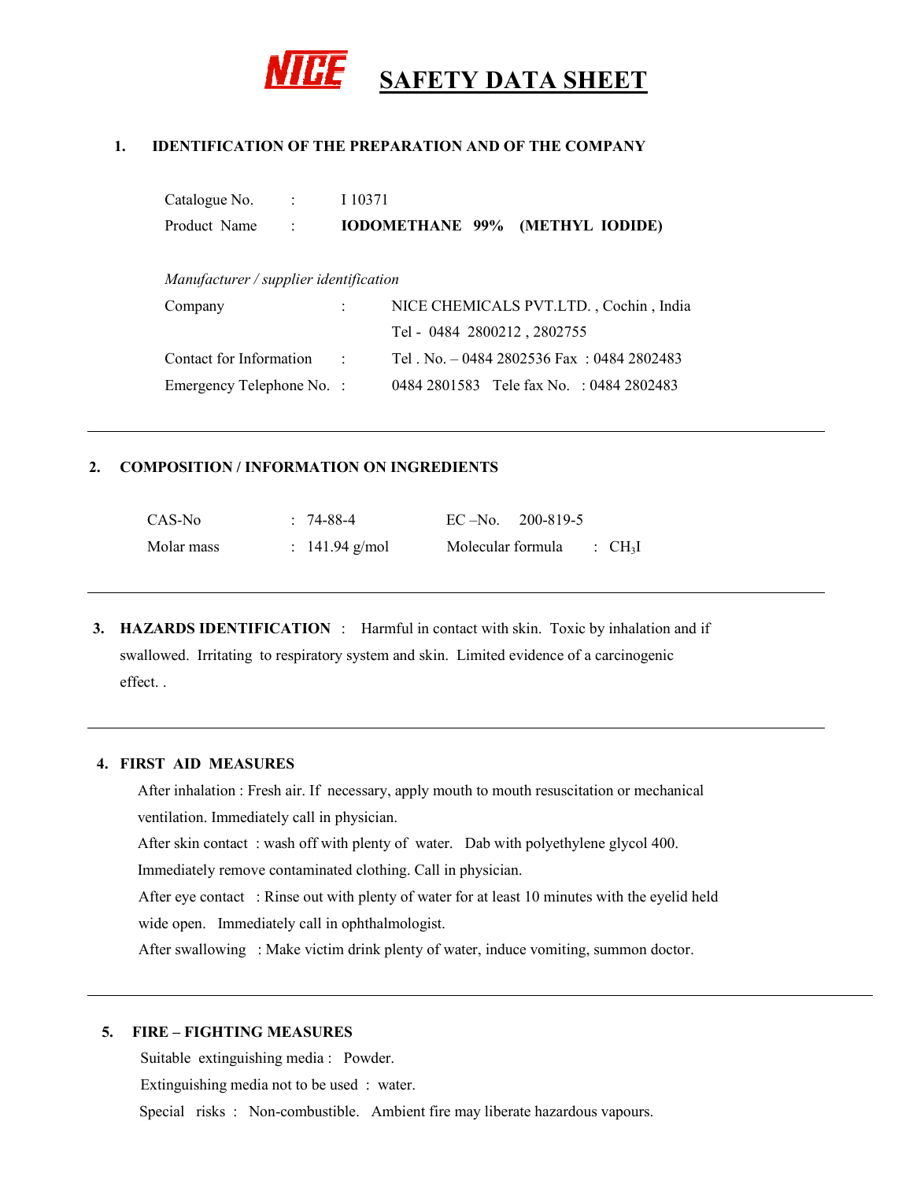# NICE SAFETY DATA SHEET

## 1. IDENTIFICATION OF THE PREPARATION AND OF THE COMPANY

Catalogue No. : I 10371

Product Name : **IODOMETHANE 99% (METHYL IODIDE)**

*Manufacturer / supplier identification*

Company : NICE CHEMICALS PVT.LTD. , Cochin , India
Tel - 0484 2800212 , 2802755

Contact for Information : Tel . No. – 0484 2802536 Fax : 0484 2802483

Emergency Telephone No. : 0484 2801583 Tele fax No. : 0484 2802483

---

## 2. COMPOSITION / INFORMATION ON INGREDIENTS

CAS-No : 74-88-4 EC –No. 200-819-5

Molar mass : 141.94 g/mol Molecular formula : $CH_3I$

---

## 3. HAZARDS IDENTIFICATION

Harmful in contact with skin. Toxic by inhalation and if swallowed. Irritating to respiratory system and skin. Limited evidence of a carcinogenic effect. .

---

## 4. FIRST AID MEASURES

After inhalation : Fresh air. If necessary, apply mouth to mouth resuscitation or mechanical ventilation. Immediately call in physician.

After skin contact : wash off with plenty of water. Dab with polyethylene glycol 400. Immediately remove contaminated clothing. Call in physician.

After eye contact : Rinse out with plenty of water for at least 10 minutes with the eyelid held wide open. Immediately call in ophthalmologist.

After swallowing : Make victim drink plenty of water, induce vomiting, summon doctor.

---

## 5. FIRE – FIGHTING MEASURES

Suitable extinguishing media : Powder.

Extinguishing media not to be used : water.

Special risks : Non-combustible. Ambient fire may liberate hazardous vapours.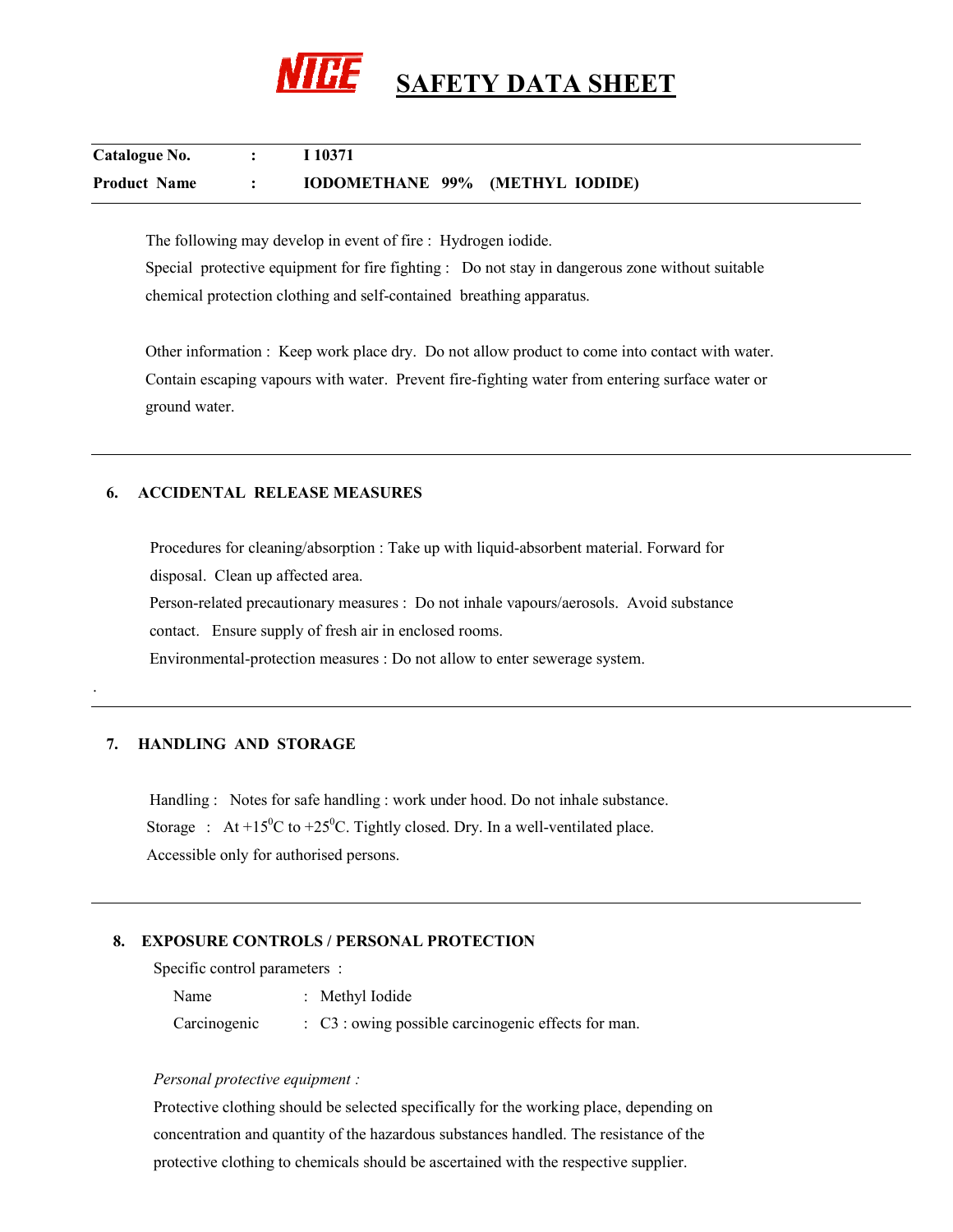# SAFETY DATA SHEET

| **Catalogue No.** | : | **I 10371** |
|---|---|---|
| **Product Name** | : | **IODOMETHANE 99% (METHYL IODIDE)** |

The following may develop in event of fire : Hydrogen iodide.
Special protective equipment for fire fighting : Do not stay in dangerous zone without suitable chemical protection clothing and self-contained breathing apparatus.

Other information : Keep work place dry. Do not allow product to come into contact with water. Contain escaping vapours with water. Prevent fire-fighting water from entering surface water or ground water.

## 6. ACCIDENTAL RELEASE MEASURES

Procedures for cleaning/absorption : Take up with liquid-absorbent material. Forward for disposal. Clean up affected area.
Person-related precautionary measures : Do not inhale vapours/aerosols. Avoid substance contact. Ensure supply of fresh air in enclosed rooms.
Environmental-protection measures : Do not allow to enter sewerage system.

## 7. HANDLING AND STORAGE

Handling : Notes for safe handling : work under hood. Do not inhale substance.
Storage : At +15$^0$C to +25$^0$C. Tightly closed. Dry. In a well-ventilated place.
Accessible only for authorised persons.

## 8. EXPOSURE CONTROLS / PERSONAL PROTECTION

Specific control parameters :

| Name | : Methyl Iodide |
|---|---|
| Carcinogenic | : C3 : owing possible carcinogenic effects for man. |

*Personal protective equipment :*
Protective clothing should be selected specifically for the working place, depending on concentration and quantity of the hazardous substances handled. The resistance of the protective clothing to chemicals should be ascertained with the respective supplier.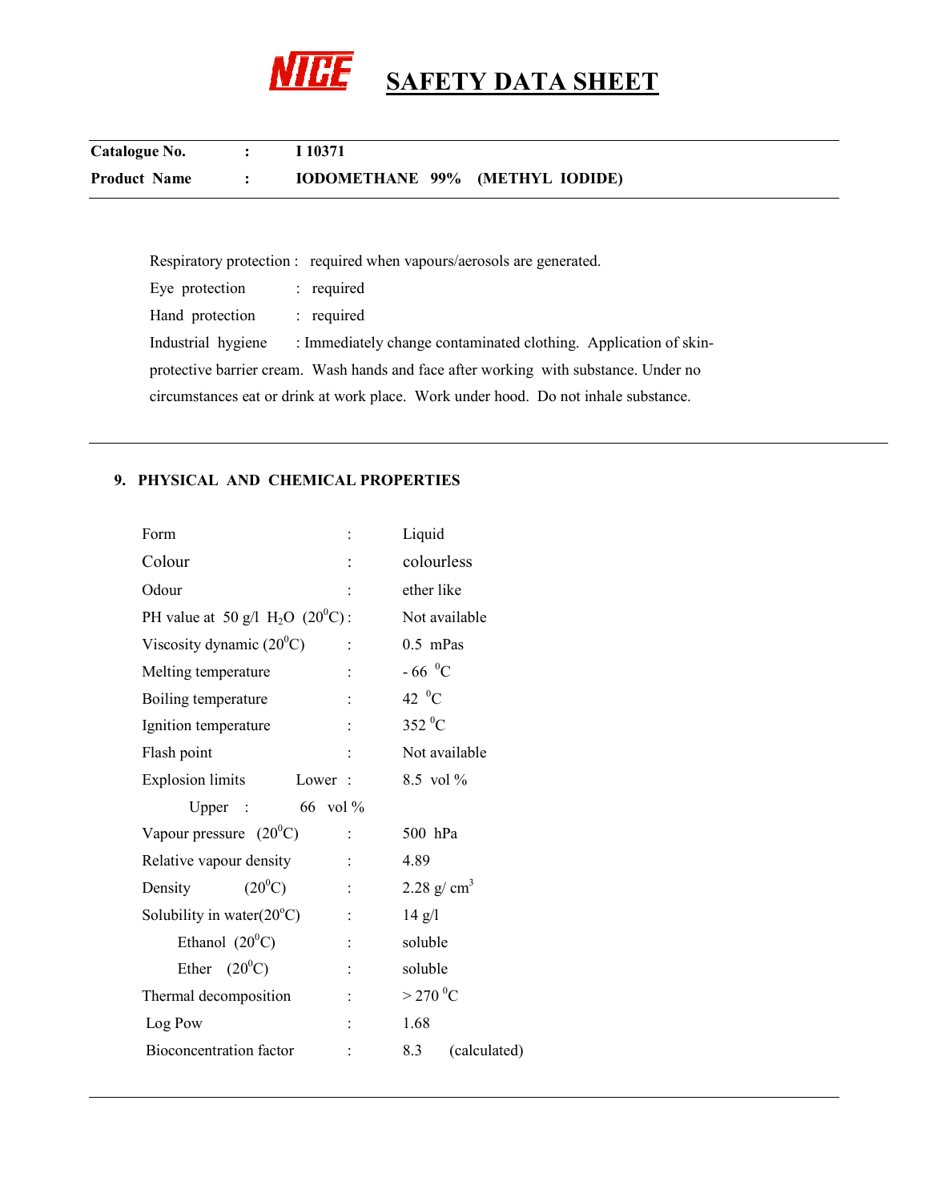# SAFETY DATA SHEET

| | | |
|---|---|---|
| **Catalogue No.** | **:** | **I 10371** |
| **Product Name** | **:** | **IODOMETHANE 99% (METHYL IODIDE)** |

Respiratory protection : required when vapours/aerosols are generated.

Eye protection : required

Hand protection : required

Industrial hygiene : Immediately change contaminated clothing. Application of skin-protective barrier cream. Wash hands and face after working with substance. Under no circumstances eat or drink at work place. Work under hood. Do not inhale substance.

## 9. PHYSICAL AND CHEMICAL PROPERTIES

| Property | | Value |
|---|---|---|
| Form | : | Liquid |
| Colour | : | colourless |
| Odour | : | ether like |
| PH value at 50 g/l $H_2O$ ($20^0$C) | : | Not available |
| Viscosity dynamic ($20^0$C) | : | 0.5 mPas |
| Melting temperature | : | - 66 $^0$C |
| Boiling temperature | : | 42 $^0$C |
| Ignition temperature | : | 352 $^0$C |
| Flash point | : | Not available |
| Explosion limits Lower | : | 8.5 vol % |
| Upper | : | 66 vol % |
| Vapour pressure ($20^0$C) | : | 500 hPa |
| Relative vapour density | : | 4.89 |
| Density ($20^0$C) | : | 2.28 g/ $cm^3$ |
| Solubility in water($20^o$C) | : | 14 g/l |
| Ethanol ($20^0$C) | : | soluble |
| Ether ($20^0$C) | : | soluble |
| Thermal decomposition | : | > 270 $^0$C |
| Log Pow | : | 1.68 |
| Bioconcentration factor | : | 8.3 (calculated) |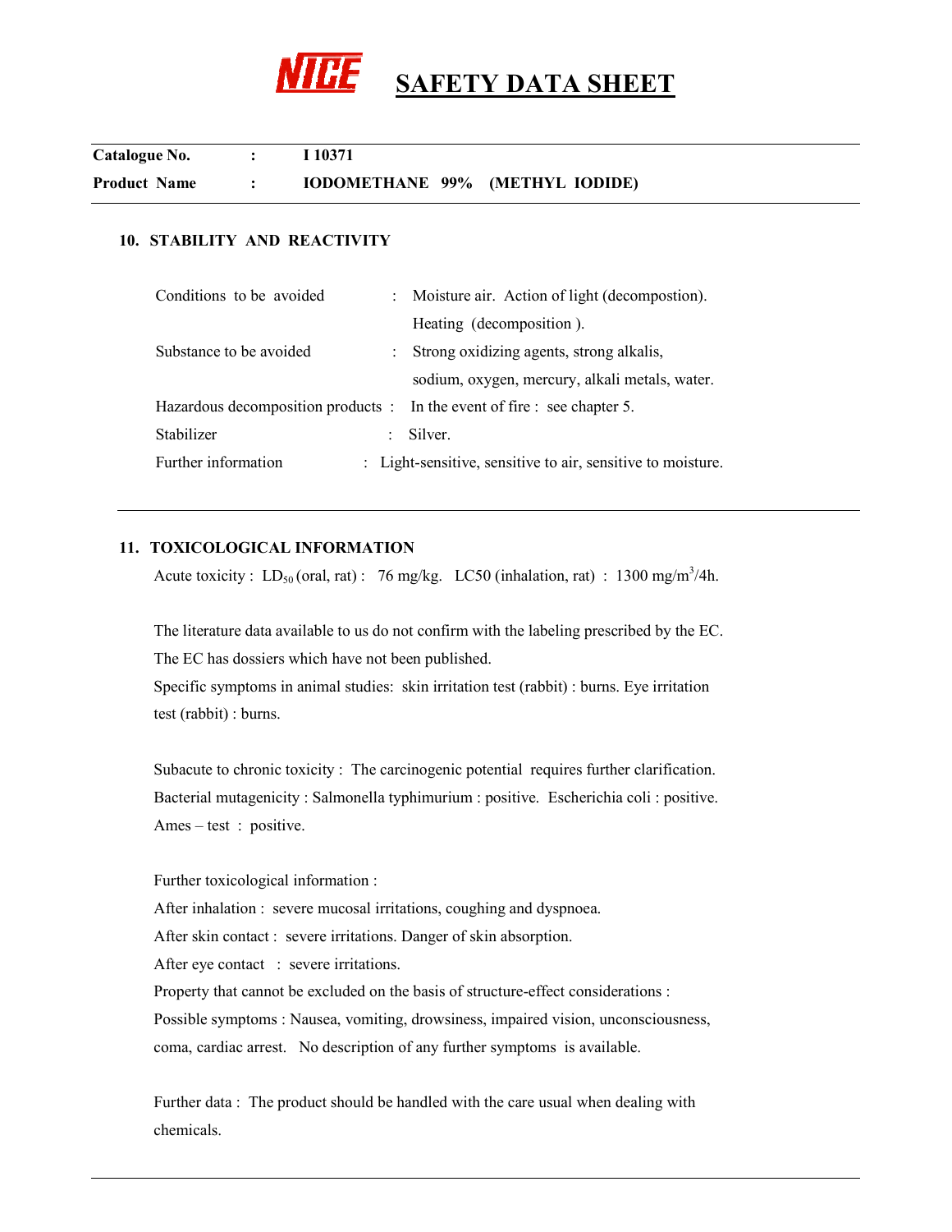# NICE SAFETY DATA SHEET

| **Catalogue No.** | : | **I 10371** |
|---|---|---|
| **Product Name** | : | **IODOMETHANE 99% (METHYL IODIDE)** |

## 10. STABILITY AND REACTIVITY

Conditions to be avoided : Moisture air. Action of light (decompostion). Heating (decomposition ).

Substance to be avoided : Strong oxidizing agents, strong alkalis, sodium, oxygen, mercury, alkali metals, water.

Hazardous decomposition products : In the event of fire : see chapter 5.

Stabilizer : Silver.

Further information : Light-sensitive, sensitive to air, sensitive to moisture.

## 11. TOXICOLOGICAL INFORMATION

Acute toxicity : $LD_{50}$ (oral, rat) : 76 mg/kg. LC50 (inhalation, rat) : 1300 $mg/m^3$/4h.

The literature data available to us do not confirm with the labeling prescribed by the EC. The EC has dossiers which have not been published.
Specific symptoms in animal studies: skin irritation test (rabbit) : burns. Eye irritation test (rabbit) : burns.

Subacute to chronic toxicity : The carcinogenic potential requires further clarification.
Bacterial mutagenicity : Salmonella typhimurium : positive. Escherichia coli : positive.
Ames – test : positive.

Further toxicological information :
After inhalation : severe mucosal irritations, coughing and dyspnoea.
After skin contact : severe irritations. Danger of skin absorption.
After eye contact : severe irritations.
Property that cannot be excluded on the basis of structure-effect considerations :
Possible symptoms : Nausea, vomiting, drowsiness, impaired vision, unconsciousness, coma, cardiac arrest. No description of any further symptoms is available.

Further data : The product should be handled with the care usual when dealing with chemicals.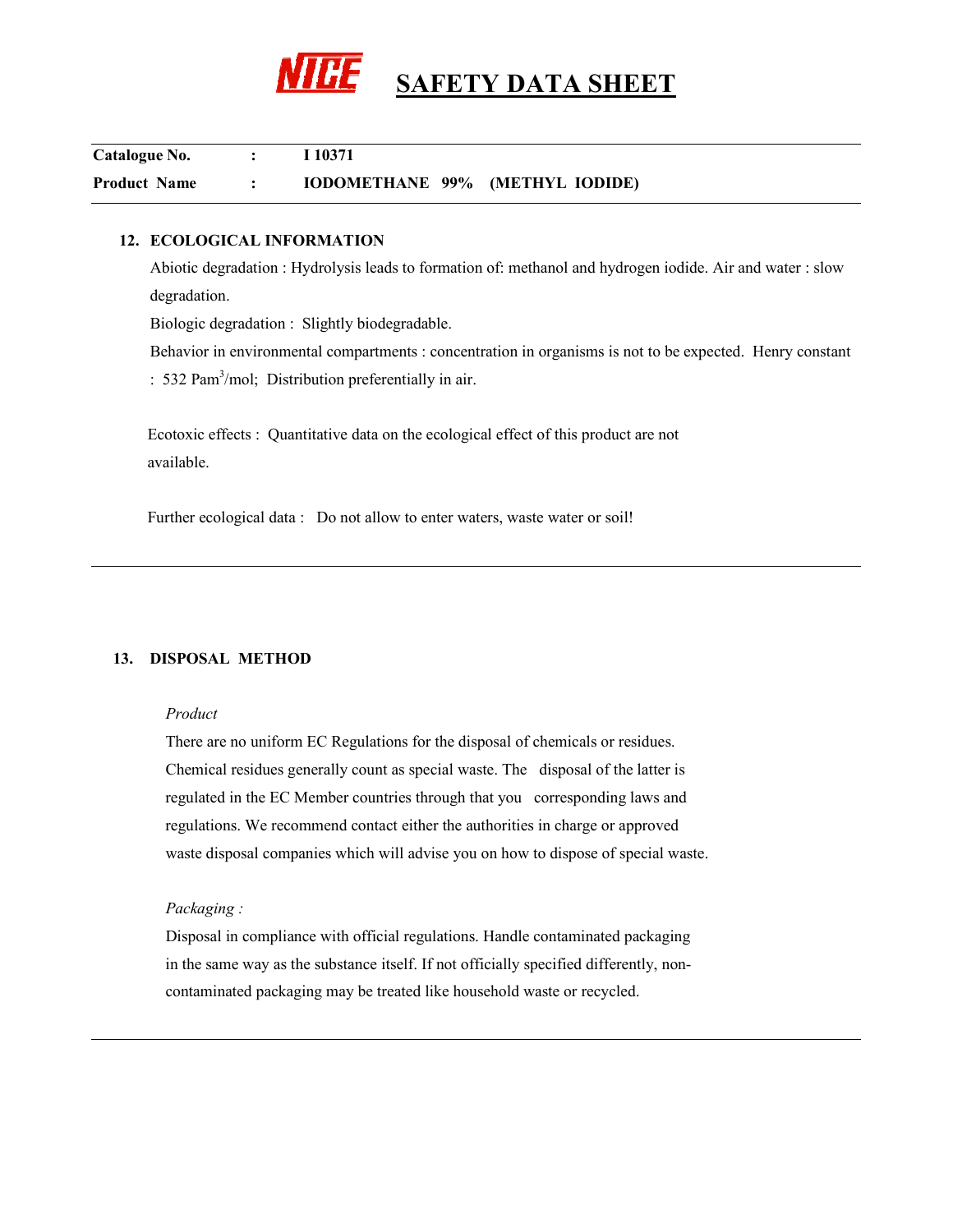# SAFETY DATA SHEET

| **Catalogue No.** | **:** | **I 10371** |
|---|---|---|
| **Product Name** | **:** | **IODOMETHANE 99% (METHYL IODIDE)** |

## 12. ECOLOGICAL INFORMATION

Abiotic degradation : Hydrolysis leads to formation of: methanol and hydrogen iodide. Air and water : slow degradation.

Biologic degradation : Slightly biodegradable.

Behavior in environmental compartments : concentration in organisms is not to be expected. Henry constant : 532 $Pam^3/mol$; Distribution preferentially in air.

Ecotoxic effects : Quantitative data on the ecological effect of this product are not available.

Further ecological data : Do not allow to enter waters, waste water or soil!

## 13. DISPOSAL METHOD

*Product*

There are no uniform EC Regulations for the disposal of chemicals or residues. Chemical residues generally count as special waste. The disposal of the latter is regulated in the EC Member countries through that you corresponding laws and regulations. We recommend contact either the authorities in charge or approved waste disposal companies which will advise you on how to dispose of special waste.

*Packaging :*

Disposal in compliance with official regulations. Handle contaminated packaging in the same way as the substance itself. If not officially specified differently, non-contaminated packaging may be treated like household waste or recycled.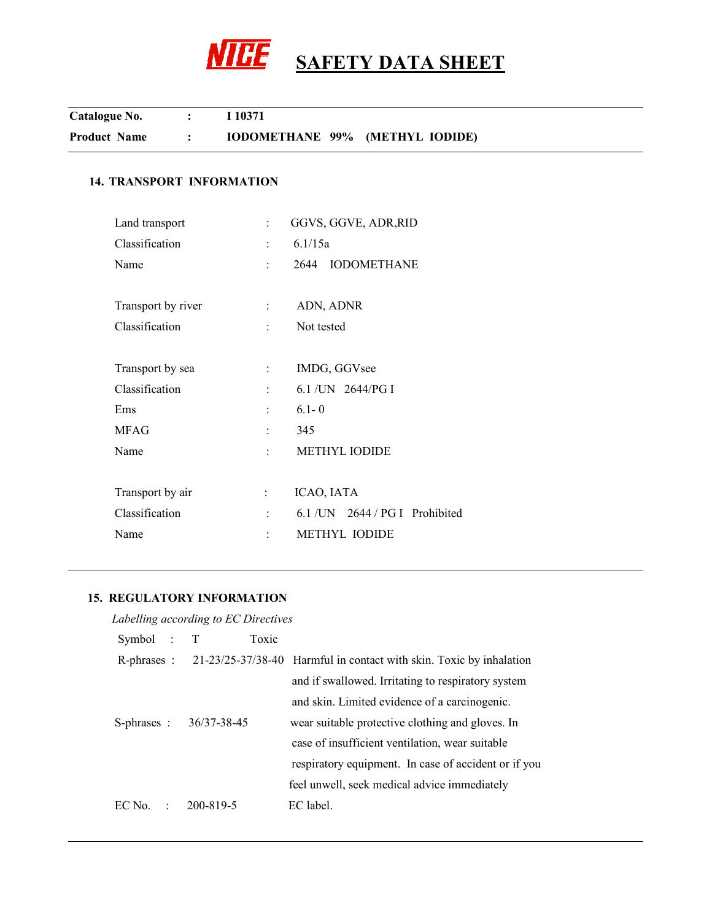# SAFETY DATA SHEET

| | | |
|---|---|---|
| **Catalogue No.** | **:** | **I 10371** |
| **Product Name** | **:** | **IODOMETHANE 99% (METHYL IODIDE)** |

## 14. TRANSPORT INFORMATION

| | | |
|---|---|---|
| Land transport | : | GGVS, GGVE, ADR,RID |
| Classification | : | 6.1/15a |
| Name | : | 2644 IODOMETHANE |
| | | |
| Transport by river | : | ADN, ADNR |
| Classification | : | Not tested |
| | | |
| Transport by sea | : | IMDG, GGVsee |
| Classification | : | 6.1 /UN 2644/PG I |
| Ems | : | 6.1- 0 |
| MFAG | : | 345 |
| Name | : | METHYL IODIDE |
| | | |
| Transport by air | : | ICAO, IATA |
| Classification | : | 6.1 /UN 2644 / PG I Prohibited |
| Name | : | METHYL IODIDE |

## 15. REGULATORY INFORMATION

*Labelling according to EC Directives*

| | | | |
|---|---|---|---|
| Symbol | : | T | Toxic |
| R-phrases | : | 21-23/25-37/38-40 | Harmful in contact with skin. Toxic by inhalation and if swallowed. Irritating to respiratory system and skin. Limited evidence of a carcinogenic. |
| S-phrases | : | 36/37-38-45 | wear suitable protective clothing and gloves. In case of insufficient ventilation, wear suitable respiratory equipment. In case of accident or if you feel unwell, seek medical advice immediately |
| EC No. | : | 200-819-5 | EC label. |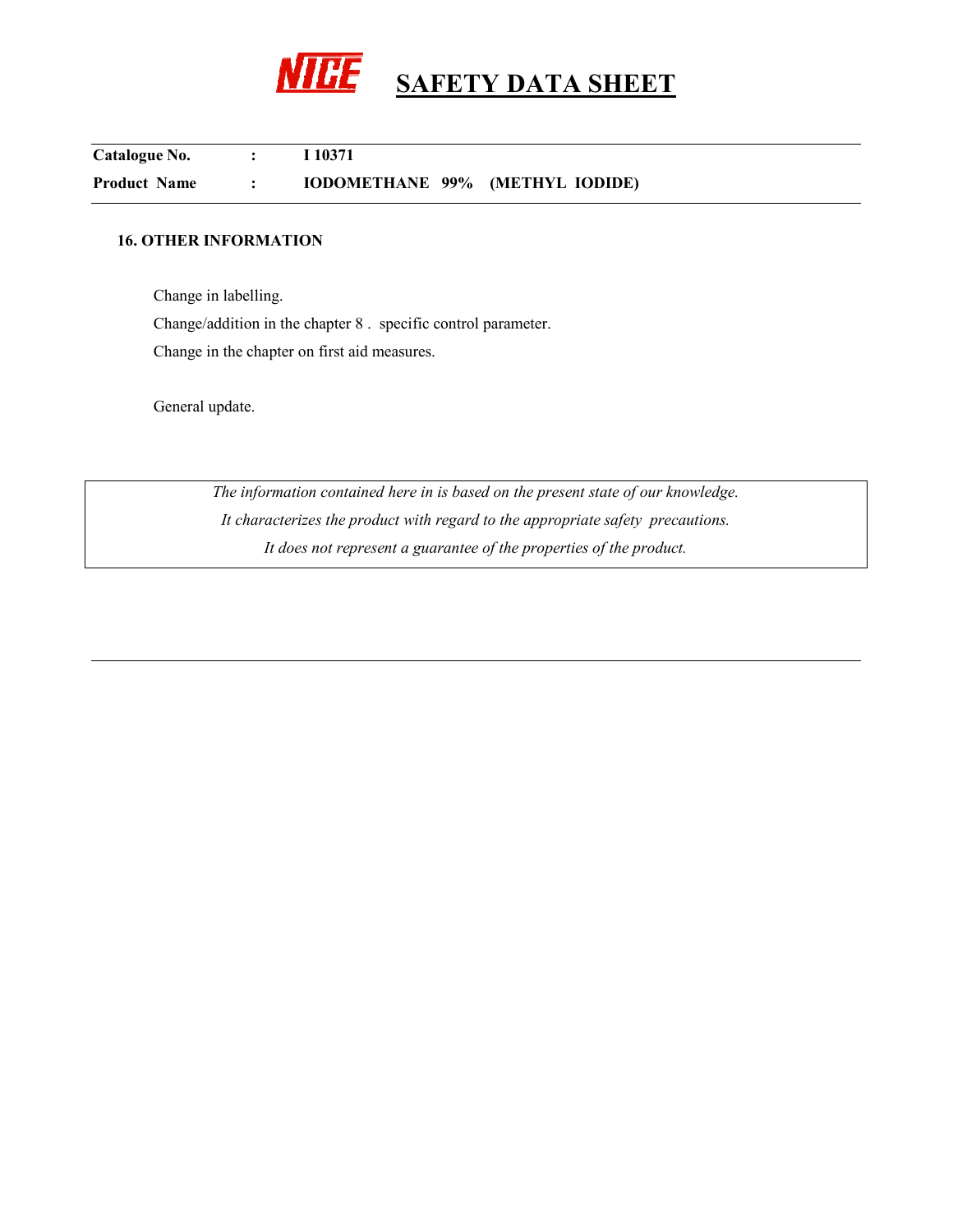# SAFETY DATA SHEET

| | | |
|---|---|---|
| **Catalogue No.** | **:** | **I 10371** |
| **Product Name** | **:** | **IODOMETHANE 99% (METHYL IODIDE)** |

## 16. OTHER INFORMATION

Change in labelling.

Change/addition in the chapter 8 . specific control parameter.

Change in the chapter on first aid measures.

General update.

*The information contained here in is based on the present state of our knowledge.*
*It characterizes the product with regard to the appropriate safety precautions.*
*It does not represent a guarantee of the properties of the product.*